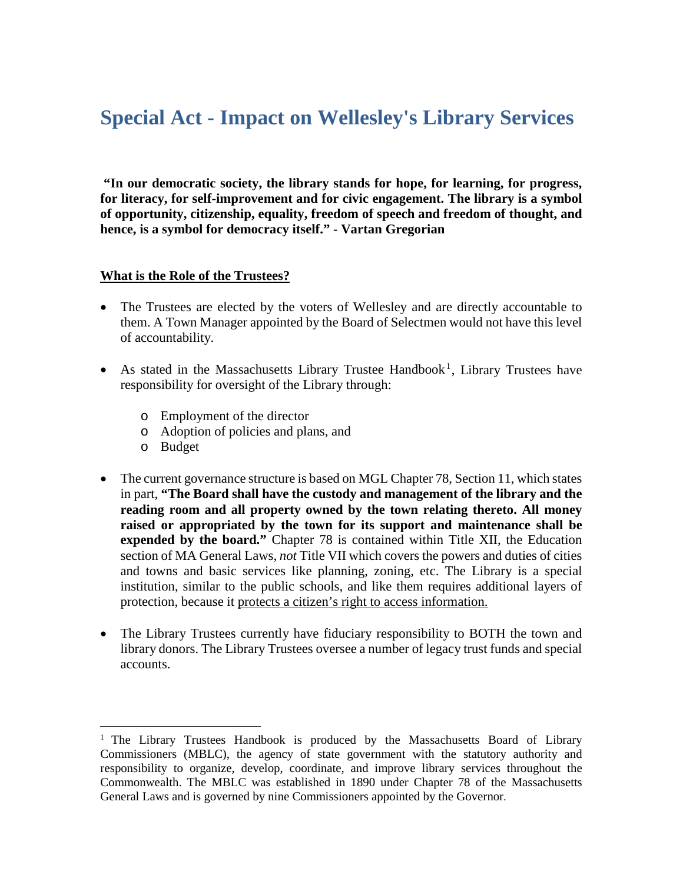# Special Act - Impact on Wellesley's Library Services

**"In our democratic society, the library stands for hope, for learning, for progress, for literacy, for self-improvement and for civic engagement. The library is a symbol of opportunity, citizenship, equality, freedom of speech and freedom of thought, and hence, is a symbol for democracy itself." - Vartan Gregorian**

**What is the Role of the Trustees?**

- The Trustees are elected by the voters of Wellesley and are directly accountable to them. A Town Manager appointed by the Board of Selectmen would not have this level of accountability.
- As stated in the Massachusetts Library Trustee Handbook[1], Library Trustees have responsibility for oversight of the Library through:
  - Employment of the director
  - Adoption of policies and plans, and
  - Budget
- The current governance structure is based on MGL Chapter 78, Section 11, which states in part, **"The Board shall have the custody and management of the library and the reading room and all property owned by the town relating thereto. All money raised or appropriated by the town for its support and maintenance shall be expended by the board."** Chapter 78 is contained within Title XII, the Education section of MA General Laws, *not* Title VII which covers the powers and duties of cities and towns and basic services like planning, zoning, etc. The Library is a special institution, similar to the public schools, and like them requires additional layers of protection, because it protects a citizen's right to access information.
- The Library Trustees currently have fiduciary responsibility to BOTH the town and library donors. The Library Trustees oversee a number of legacy trust funds and special accounts.

[1] The Library Trustees Handbook is produced by the Massachusetts Board of Library Commissioners (MBLC), the agency of state government with the statutory authority and responsibility to organize, develop, coordinate, and improve library services throughout the Commonwealth. The MBLC was established in 1890 under Chapter 78 of the Massachusetts General Laws and is governed by nine Commissioners appointed by the Governor.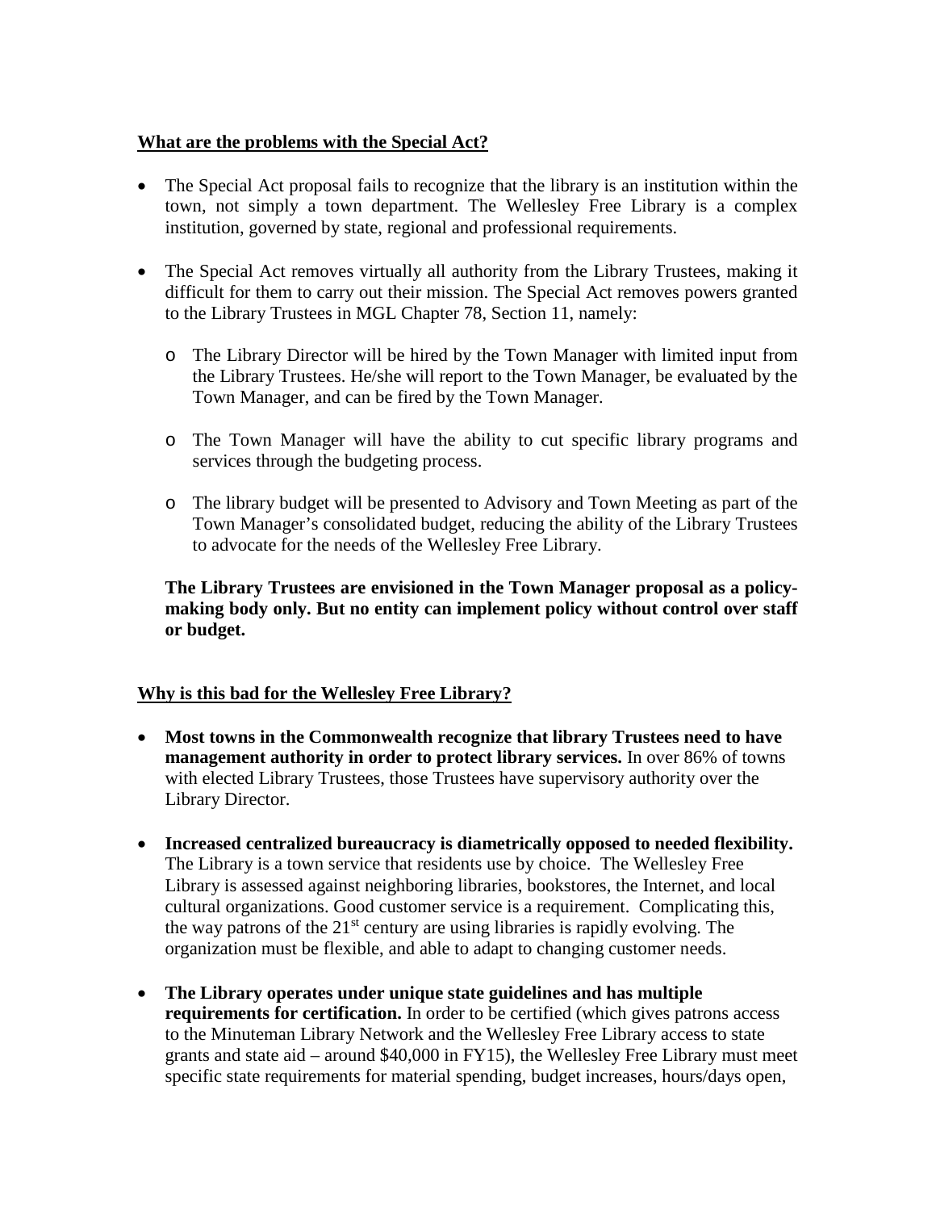**What are the problems with the Special Act?**

- The Special Act proposal fails to recognize that the library is an institution within the town, not simply a town department. The Wellesley Free Library is a complex institution, governed by state, regional and professional requirements.
- The Special Act removes virtually all authority from the Library Trustees, making it difficult for them to carry out their mission. The Special Act removes powers granted to the Library Trustees in MGL Chapter 78, Section 11, namely:
  - The Library Director will be hired by the Town Manager with limited input from the Library Trustees. He/she will report to the Town Manager, be evaluated by the Town Manager, and can be fired by the Town Manager.
  - The Town Manager will have the ability to cut specific library programs and services through the budgeting process.
  - The library budget will be presented to Advisory and Town Meeting as part of the Town Manager's consolidated budget, reducing the ability of the Library Trustees to advocate for the needs of the Wellesley Free Library.

**The Library Trustees are envisioned in the Town Manager proposal as a policy-making body only. But no entity can implement policy without control over staff or budget.**

**Why is this bad for the Wellesley Free Library?**

- **Most towns in the Commonwealth recognize that library Trustees need to have management authority in order to protect library services.** In over 86% of towns with elected Library Trustees, those Trustees have supervisory authority over the Library Director.
- **Increased centralized bureaucracy is diametrically opposed to needed flexibility.** The Library is a town service that residents use by choice. The Wellesley Free Library is assessed against neighboring libraries, bookstores, the Internet, and local cultural organizations. Good customer service is a requirement. Complicating this, the way patrons of the 21st century are using libraries is rapidly evolving. The organization must be flexible, and able to adapt to changing customer needs.
- **The Library operates under unique state guidelines and has multiple requirements for certification.** In order to be certified (which gives patrons access to the Minuteman Library Network and the Wellesley Free Library access to state grants and state aid – around $40,000 in FY15), the Wellesley Free Library must meet specific state requirements for material spending, budget increases, hours/days open,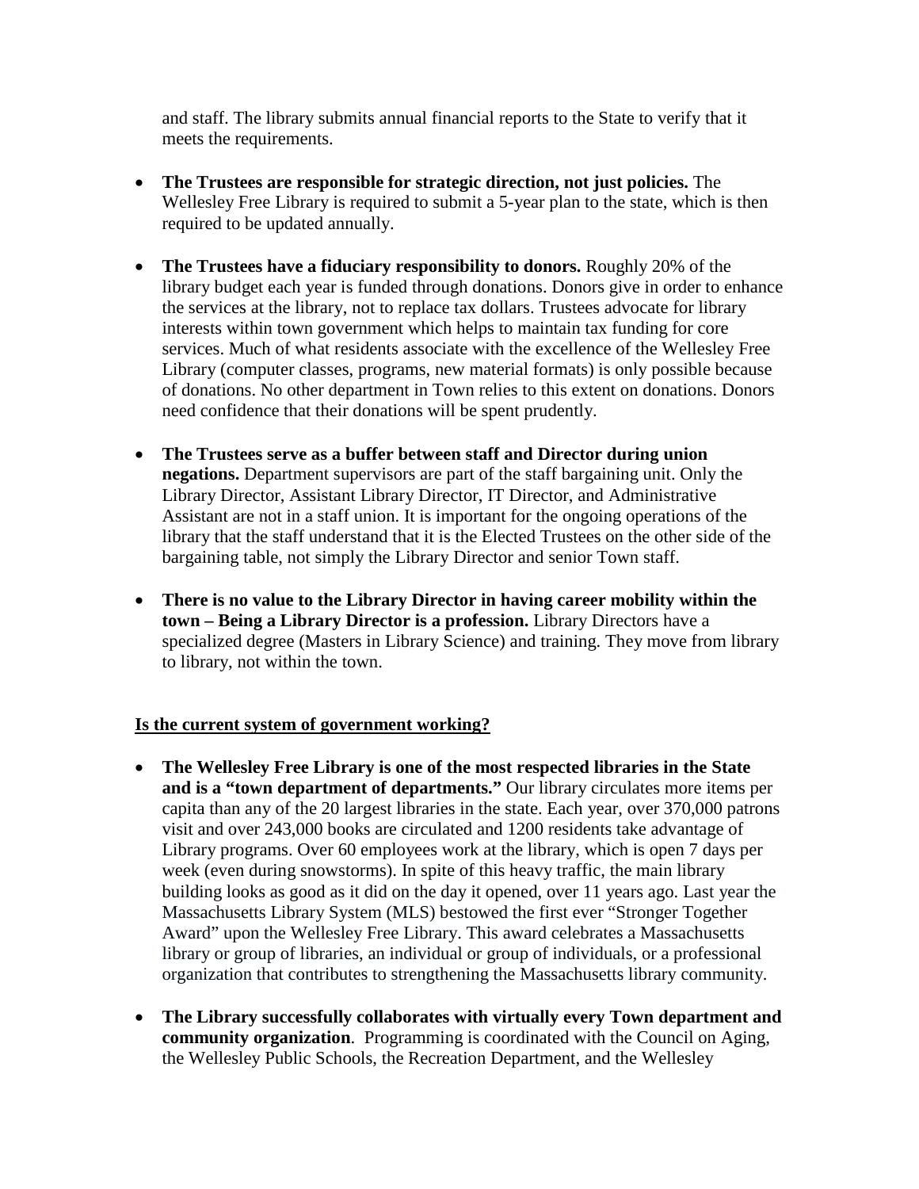and staff. The library submits annual financial reports to the State to verify that it meets the requirements.

- **The Trustees are responsible for strategic direction, not just policies.** The Wellesley Free Library is required to submit a 5-year plan to the state, which is then required to be updated annually.

- **The Trustees have a fiduciary responsibility to donors.** Roughly 20% of the library budget each year is funded through donations. Donors give in order to enhance the services at the library, not to replace tax dollars. Trustees advocate for library interests within town government which helps to maintain tax funding for core services. Much of what residents associate with the excellence of the Wellesley Free Library (computer classes, programs, new material formats) is only possible because of donations. No other department in Town relies to this extent on donations. Donors need confidence that their donations will be spent prudently.

- **The Trustees serve as a buffer between staff and Director during union negations.** Department supervisors are part of the staff bargaining unit. Only the Library Director, Assistant Library Director, IT Director, and Administrative Assistant are not in a staff union. It is important for the ongoing operations of the library that the staff understand that it is the Elected Trustees on the other side of the bargaining table, not simply the Library Director and senior Town staff.

- **There is no value to the Library Director in having career mobility within the town – Being a Library Director is a profession.** Library Directors have a specialized degree (Masters in Library Science) and training. They move from library to library, not within the town.

<u>**Is the current system of government working?**</u>

- **The Wellesley Free Library is one of the most respected libraries in the State and is a "town department of departments."** Our library circulates more items per capita than any of the 20 largest libraries in the state. Each year, over 370,000 patrons visit and over 243,000 books are circulated and 1200 residents take advantage of Library programs. Over 60 employees work at the library, which is open 7 days per week (even during snowstorms). In spite of this heavy traffic, the main library building looks as good as it did on the day it opened, over 11 years ago. Last year the Massachusetts Library System (MLS) bestowed the first ever "Stronger Together Award" upon the Wellesley Free Library. This award celebrates a Massachusetts library or group of libraries, an individual or group of individuals, or a professional organization that contributes to strengthening the Massachusetts library community.

- **The Library successfully collaborates with virtually every Town department and community organization**. Programming is coordinated with the Council on Aging, the Wellesley Public Schools, the Recreation Department, and the Wellesley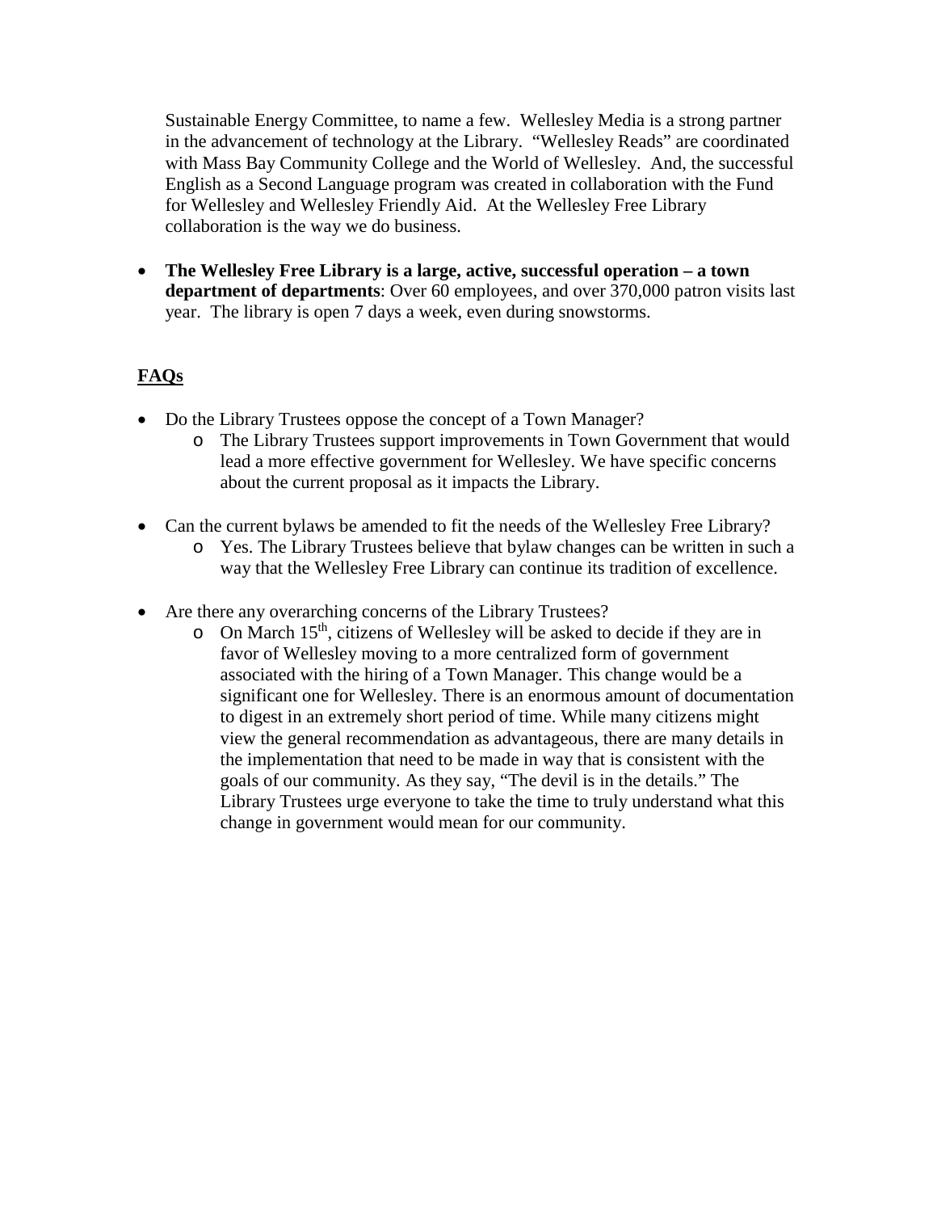Sustainable Energy Committee, to name a few. Wellesley Media is a strong partner in the advancement of technology at the Library. "Wellesley Reads" are coordinated with Mass Bay Community College and the World of Wellesley. And, the successful English as a Second Language program was created in collaboration with the Fund for Wellesley and Wellesley Friendly Aid. At the Wellesley Free Library collaboration is the way we do business.

- **The Wellesley Free Library is a large, active, successful operation – a town department of departments**: Over 60 employees, and over 370,000 patron visits last year. The library is open 7 days a week, even during snowstorms.

## FAQs

- Do the Library Trustees oppose the concept of a Town Manager?
  - The Library Trustees support improvements in Town Government that would lead a more effective government for Wellesley. We have specific concerns about the current proposal as it impacts the Library.
- Can the current bylaws be amended to fit the needs of the Wellesley Free Library?
  - Yes. The Library Trustees believe that bylaw changes can be written in such a way that the Wellesley Free Library can continue its tradition of excellence.
- Are there any overarching concerns of the Library Trustees?
  - On March 15th, citizens of Wellesley will be asked to decide if they are in favor of Wellesley moving to a more centralized form of government associated with the hiring of a Town Manager. This change would be a significant one for Wellesley. There is an enormous amount of documentation to digest in an extremely short period of time. While many citizens might view the general recommendation as advantageous, there are many details in the implementation that need to be made in way that is consistent with the goals of our community. As they say, "The devil is in the details." The Library Trustees urge everyone to take the time to truly understand what this change in government would mean for our community.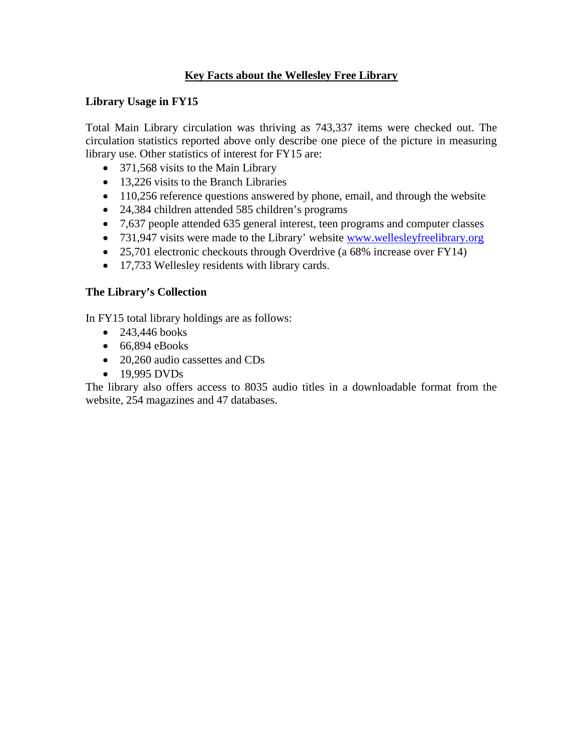# Key Facts about the Wellesley Free Library

## Library Usage in FY15

Total Main Library circulation was thriving as 743,337 items were checked out. The circulation statistics reported above only describe one piece of the picture in measuring library use. Other statistics of interest for FY15 are:

- 371,568 visits to the Main Library
- 13,226 visits to the Branch Libraries
- 110,256 reference questions answered by phone, email, and through the website
- 24,384 children attended 585 children's programs
- 7,637 people attended 635 general interest, teen programs and computer classes
- 731,947 visits were made to the Library' website [www.wellesleyfreelibrary.org](http://www.wellesleyfreelibrary.org)
- 25,701 electronic checkouts through Overdrive (a 68% increase over FY14)
- 17,733 Wellesley residents with library cards.

## The Library's Collection

In FY15 total library holdings are as follows:

- 243,446 books
- 66,894 eBooks
- 20,260 audio cassettes and CDs
- 19,995 DVDs

The library also offers access to 8035 audio titles in a downloadable format from the website, 254 magazines and 47 databases.